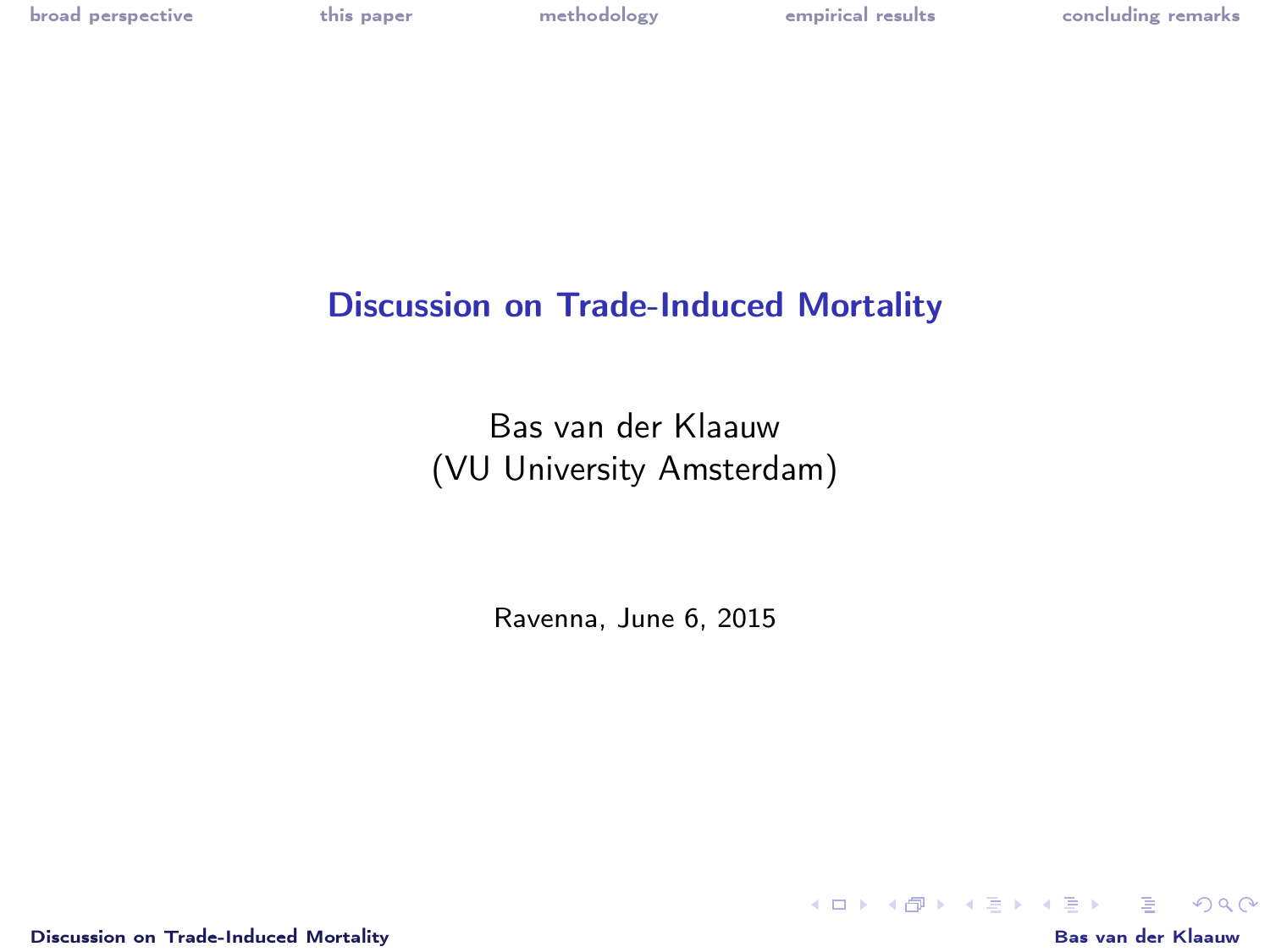# Discussion on Trade-Induced Mortality

Bas van der Klaauw
(VU University Amsterdam)

Ravenna, June 6, 2015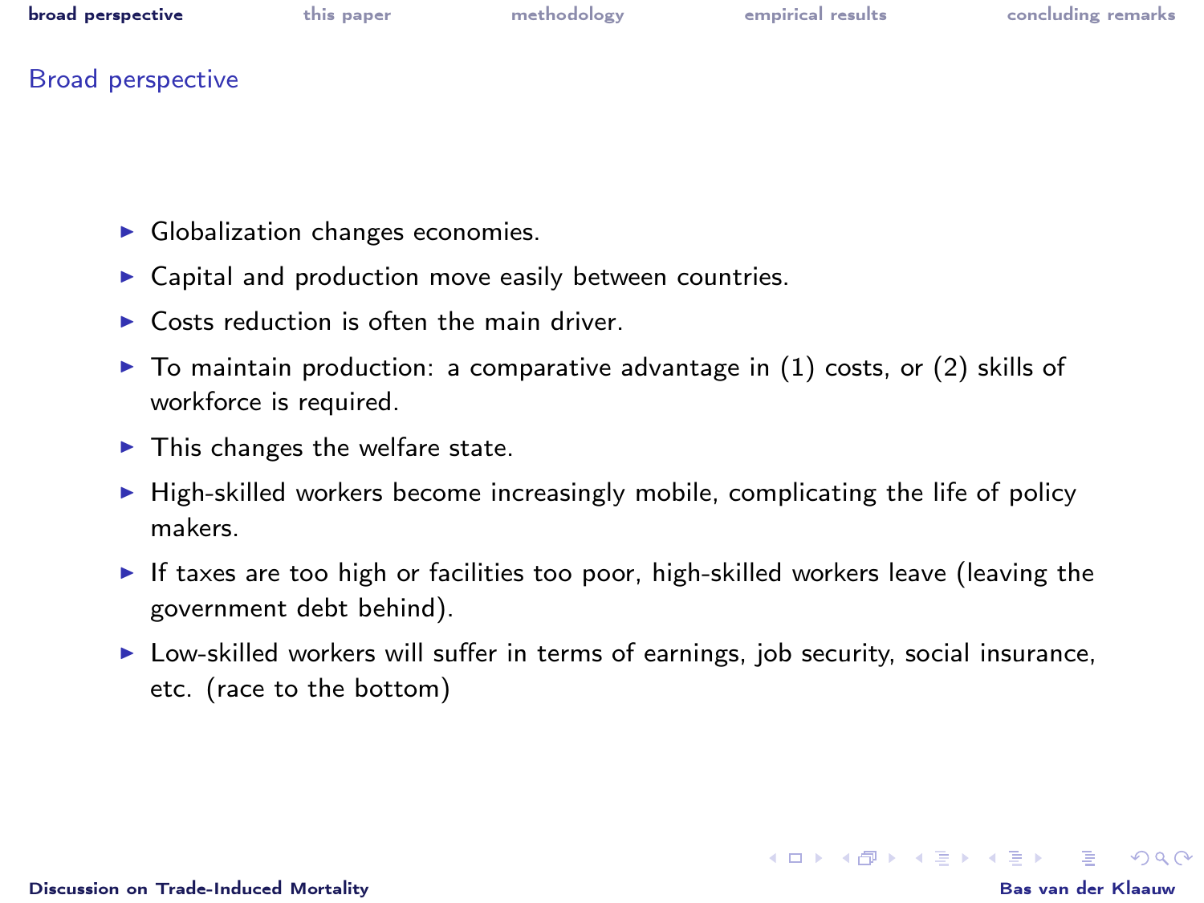## Broad perspective

- Globalization changes economies.
- Capital and production move easily between countries.
- Costs reduction is often the main driver.
- To maintain production: a comparative advantage in (1) costs, or (2) skills of workforce is required.
- This changes the welfare state.
- High-skilled workers become increasingly mobile, complicating the life of policy makers.
- If taxes are too high or facilities too poor, high-skilled workers leave (leaving the government debt behind).
- Low-skilled workers will suffer in terms of earnings, job security, social insurance, etc. (race to the bottom)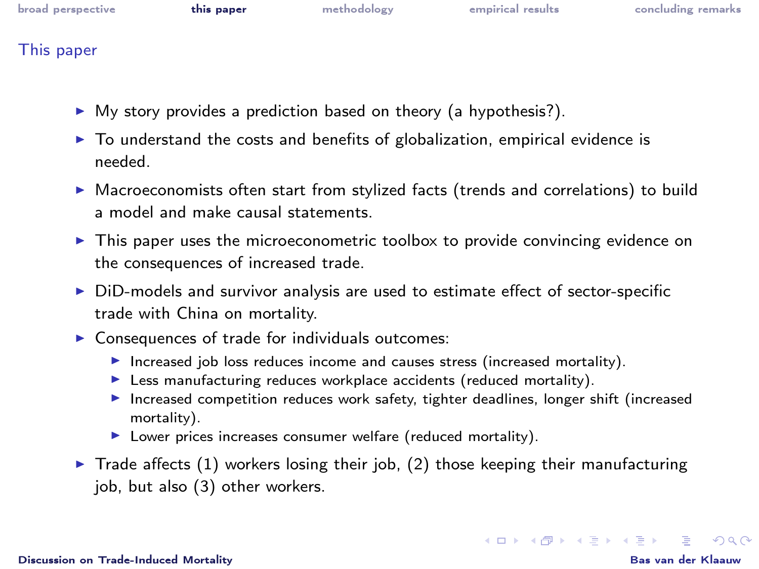## This paper

- My story provides a prediction based on theory (a hypothesis?).
- To understand the costs and benefits of globalization, empirical evidence is needed.
- Macroeconomists often start from stylized facts (trends and correlations) to build a model and make causal statements.
- This paper uses the microeconometric toolbox to provide convincing evidence on the consequences of increased trade.
- DiD-models and survivor analysis are used to estimate effect of sector-specific trade with China on mortality.
- Consequences of trade for individuals outcomes:
  - Increased job loss reduces income and causes stress (increased mortality).
  - Less manufacturing reduces workplace accidents (reduced mortality).
  - Increased competition reduces work safety, tighter deadlines, longer shift (increased mortality).
  - Lower prices increases consumer welfare (reduced mortality).
- Trade affects (1) workers losing their job, (2) those keeping their manufacturing job, but also (3) other workers.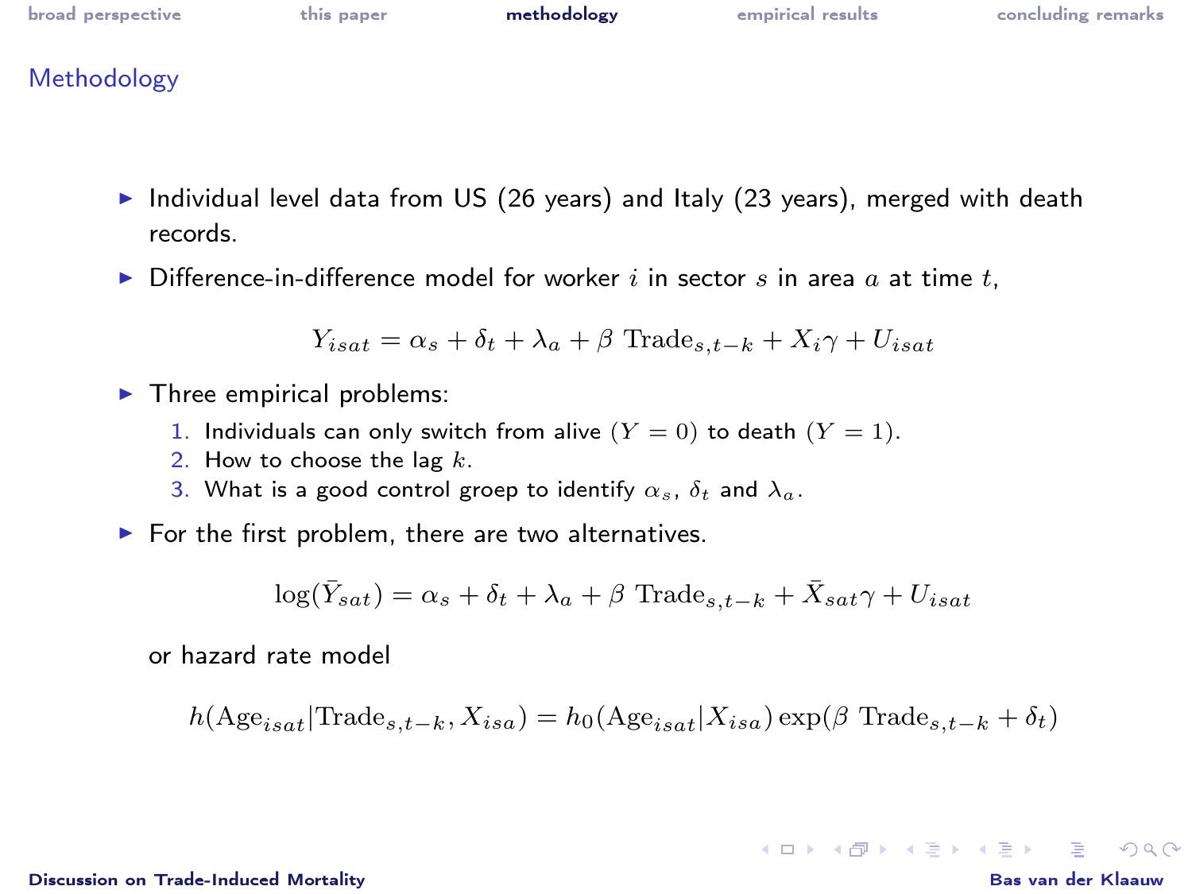# Methodology

- Individual level data from US (26 years) and Italy (23 years), merged with death records.
- Difference-in-difference model for worker $i$ in sector $s$ in area $a$ at time $t$,

$$Y_{isat} = \alpha_s + \delta_t + \lambda_a + \beta \text{ Trade}_{s,t-k} + X_i\gamma + U_{isat}$$

- Three empirical problems:
  1. Individuals can only switch from alive $(Y = 0)$ to death $(Y = 1)$.
  2. How to choose the lag $k$.
  3. What is a good control groep to identify $\alpha_s$, $\delta_t$ and $\lambda_a$.
- For the first problem, there are two alternatives.

$$\log(\bar{Y}_{sat}) = \alpha_s + \delta_t + \lambda_a + \beta \text{ Trade}_{s,t-k} + \bar{X}_{sat}\gamma + U_{isat}$$

or hazard rate model

$$h(\text{Age}_{isat}|\text{Trade}_{s,t-k}, X_{isa}) = h_0(\text{Age}_{isat}|X_{isa}) \exp(\beta \text{ Trade}_{s,t-k} + \delta_t)$$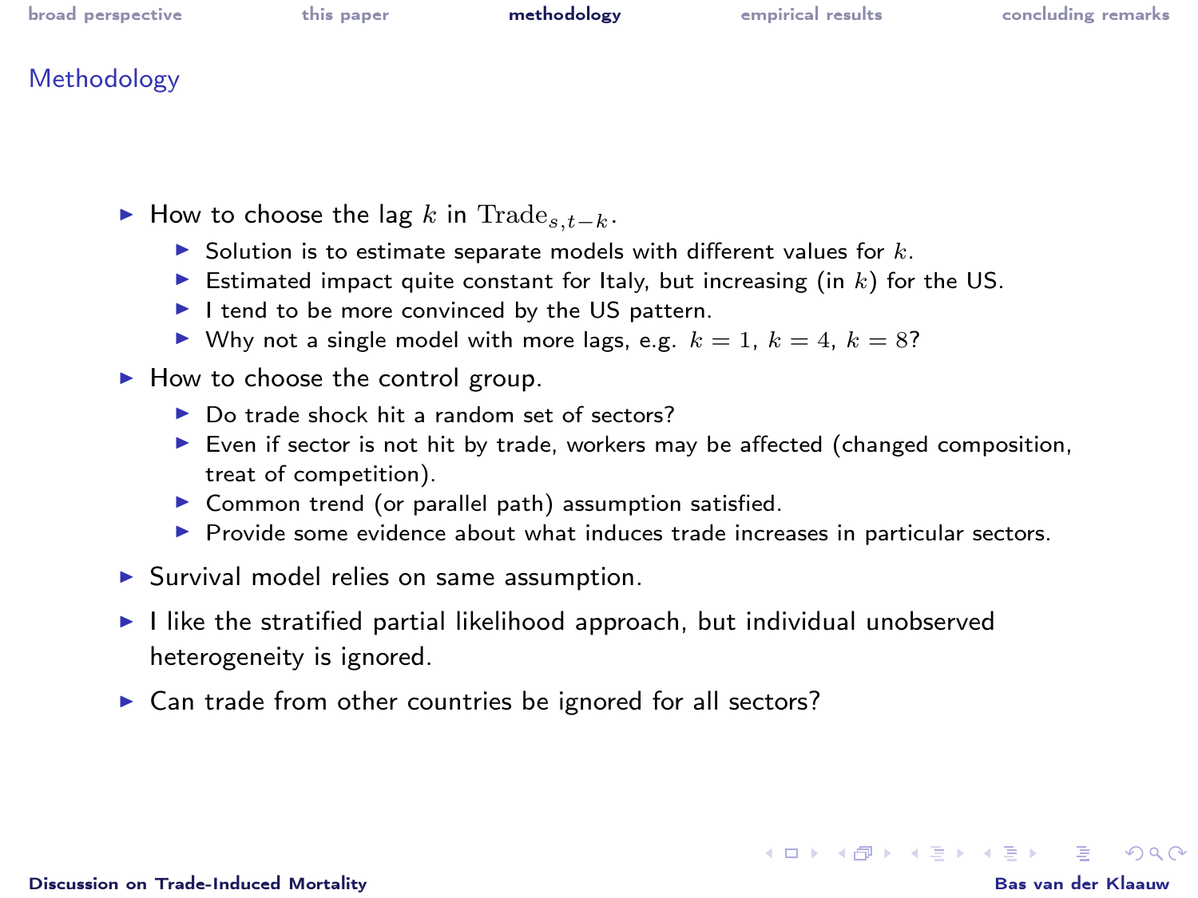## Methodology

- How to choose the lag $k$ in $\text{Trade}_{s,t-k}$.
  - Solution is to estimate separate models with different values for $k$.
  - Estimated impact quite constant for Italy, but increasing (in $k$) for the US.
  - I tend to be more convinced by the US pattern.
  - Why not a single model with more lags, e.g. $k = 1$, $k = 4$, $k = 8$?
- How to choose the control group.
  - Do trade shock hit a random set of sectors?
  - Even if sector is not hit by trade, workers may be affected (changed composition, treat of competition).
  - Common trend (or parallel path) assumption satisfied.
  - Provide some evidence about what induces trade increases in particular sectors.
- Survival model relies on same assumption.
- I like the stratified partial likelihood approach, but individual unobserved heterogeneity is ignored.
- Can trade from other countries be ignored for all sectors?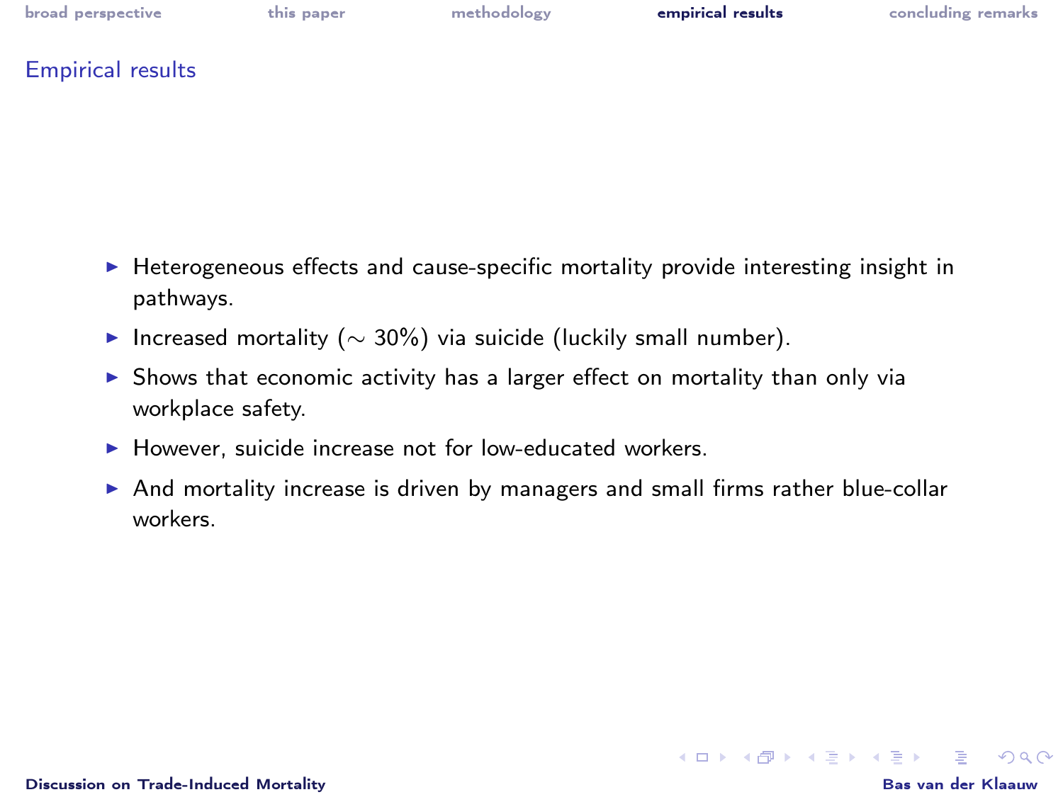## Empirical results

- Heterogeneous effects and cause-specific mortality provide interesting insight in pathways.
- Increased mortality ($\sim$ 30%) via suicide (luckily small number).
- Shows that economic activity has a larger effect on mortality than only via workplace safety.
- However, suicide increase not for low-educated workers.
- And mortality increase is driven by managers and small firms rather blue-collar workers.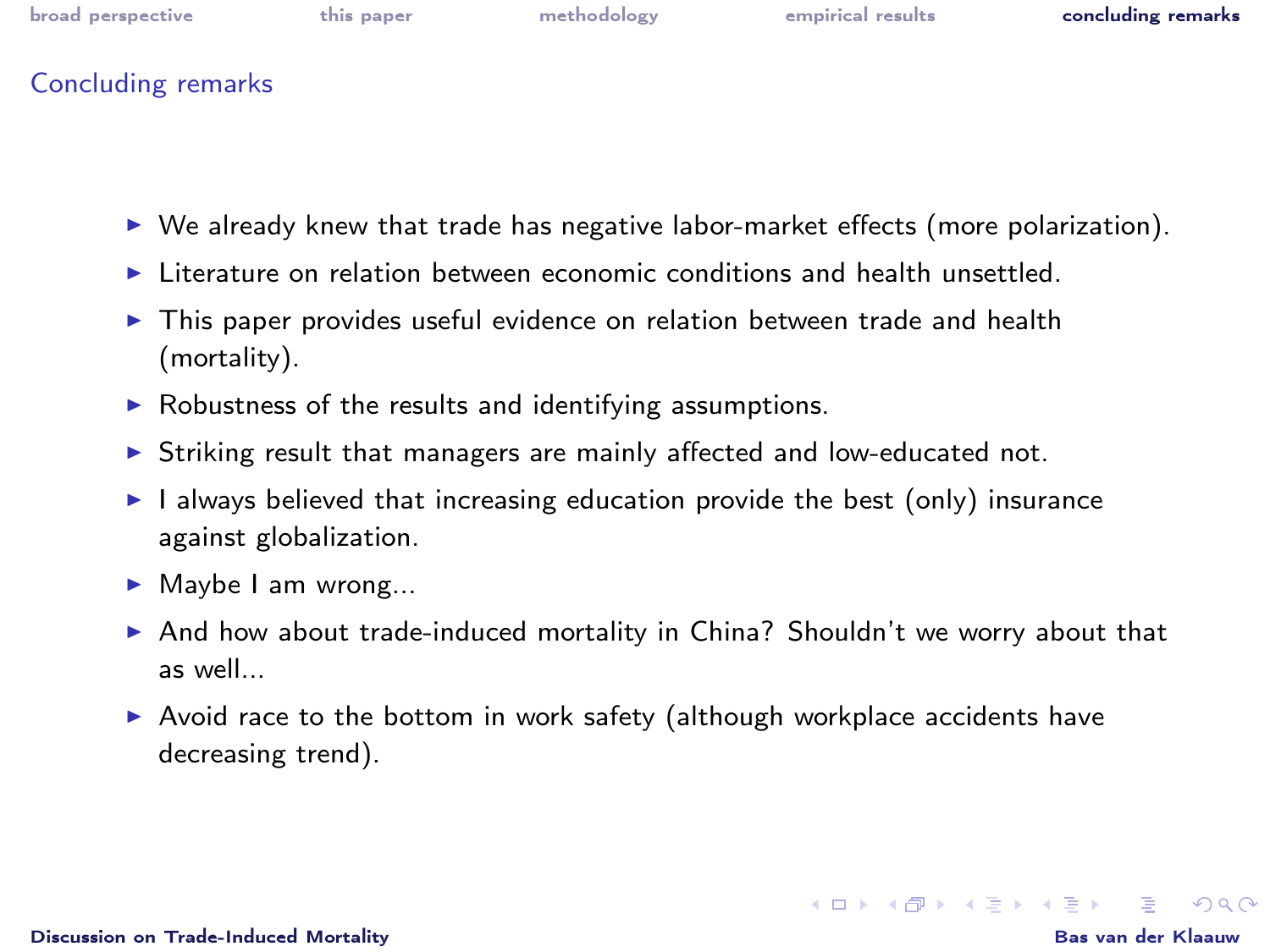## Concluding remarks

- We already knew that trade has negative labor-market effects (more polarization).
- Literature on relation between economic conditions and health unsettled.
- This paper provides useful evidence on relation between trade and health (mortality).
- Robustness of the results and identifying assumptions.
- Striking result that managers are mainly affected and low-educated not.
- I always believed that increasing education provide the best (only) insurance against globalization.
- Maybe I am wrong...
- And how about trade-induced mortality in China? Shouldn't we worry about that as well...
- Avoid race to the bottom in work safety (although workplace accidents have decreasing trend).